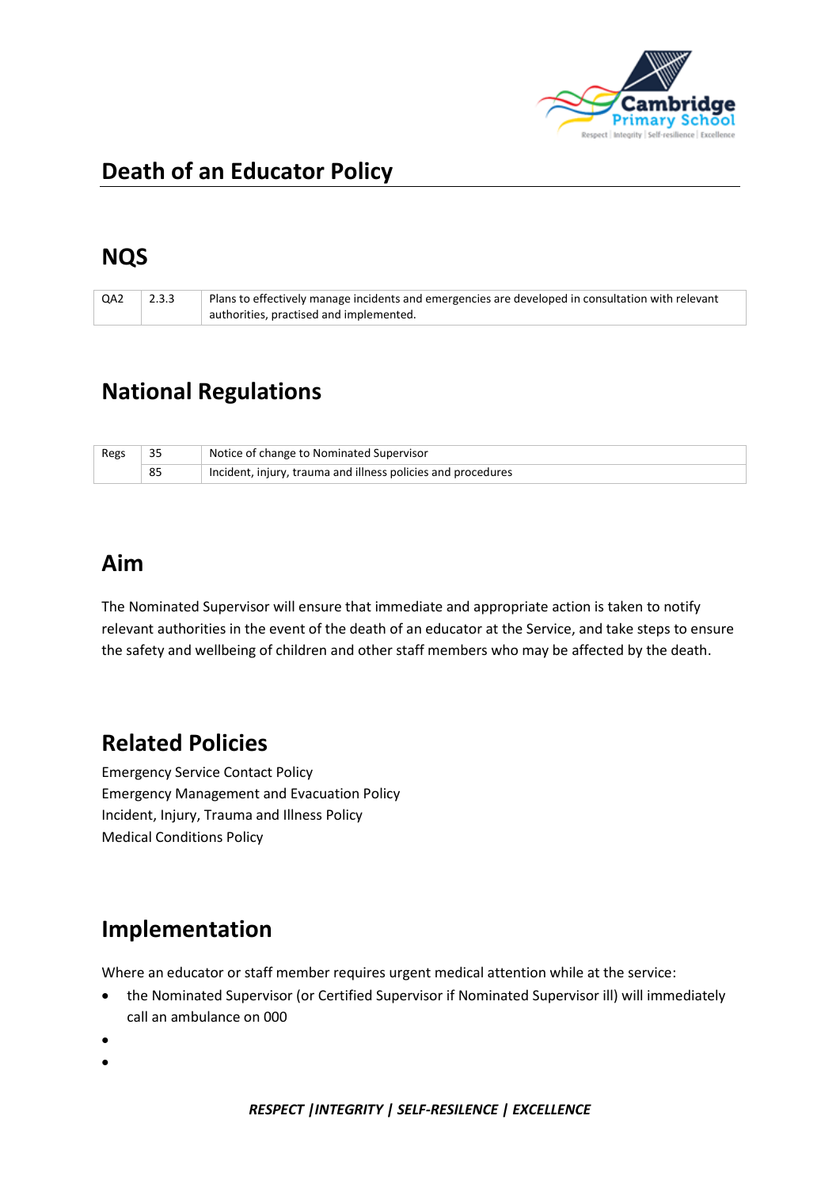# Death of an Educator Policy

## NQS

| QA2 | 2.3.3 | Plans to effectively manage incidents and emergencies are developed in consultation with relevant authorities, practised and implemented. |
|---|---|---|

## National Regulations

| Regs | 35 | Notice of change to Nominated Supervisor |
|---|---|---|
| | 85 | Incident, injury, trauma and illness policies and procedures |

## Aim

The Nominated Supervisor will ensure that immediate and appropriate action is taken to notify relevant authorities in the event of the death of an educator at the Service, and take steps to ensure the safety and wellbeing of children and other staff members who may be affected by the death.

## Related Policies

Emergency Service Contact Policy
Emergency Management and Evacuation Policy
Incident, Injury, Trauma and Illness Policy
Medical Conditions Policy

## Implementation

Where an educator or staff member requires urgent medical attention while at the service:

- the Nominated Supervisor (or Certified Supervisor if Nominated Supervisor ill) will immediately call an ambulance on 000
-
-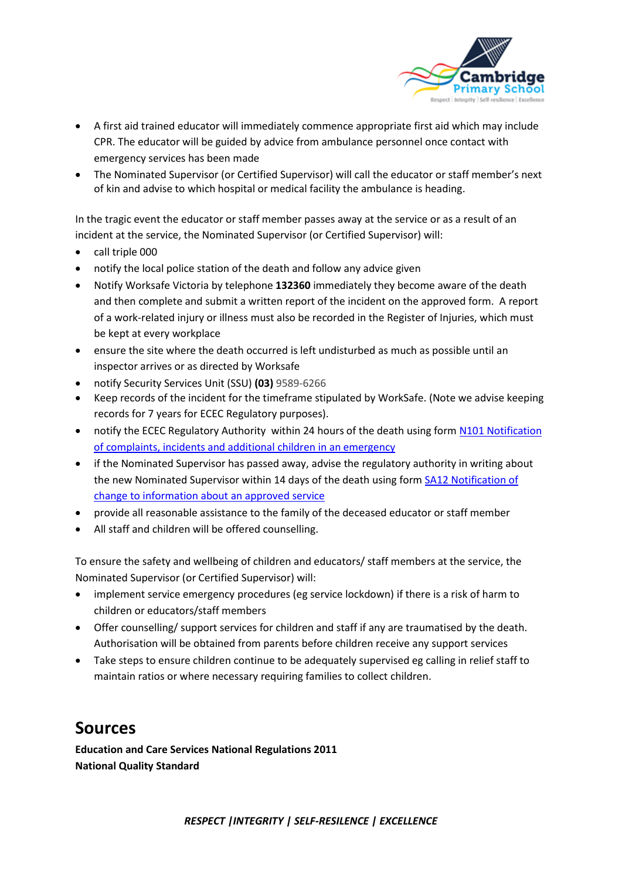- A first aid trained educator will immediately commence appropriate first aid which may include CPR. The educator will be guided by advice from ambulance personnel once contact with emergency services has been made
- The Nominated Supervisor (or Certified Supervisor) will call the educator or staff member's next of kin and advise to which hospital or medical facility the ambulance is heading.

In the tragic event the educator or staff member passes away at the service or as a result of an incident at the service, the Nominated Supervisor (or Certified Supervisor) will:

- call triple 000
- notify the local police station of the death and follow any advice given
- Notify Worksafe Victoria by telephone **132360** immediately they become aware of the death and then complete and submit a written report of the incident on the approved form. A report of a work-related injury or illness must also be recorded in the Register of Injuries, which must be kept at every workplace
- ensure the site where the death occurred is left undisturbed as much as possible until an inspector arrives or as directed by Worksafe
- notify Security Services Unit (SSU) **(03)** 9589-6266
- Keep records of the incident for the timeframe stipulated by WorkSafe. (Note we advise keeping records for 7 years for ECEC Regulatory purposes).
- notify the ECEC Regulatory Authority within 24 hours of the death using form N101 Notification of complaints, incidents and additional children in an emergency
- if the Nominated Supervisor has passed away, advise the regulatory authority in writing about the new Nominated Supervisor within 14 days of the death using form SA12 Notification of change to information about an approved service
- provide all reasonable assistance to the family of the deceased educator or staff member
- All staff and children will be offered counselling.

To ensure the safety and wellbeing of children and educators/ staff members at the service, the Nominated Supervisor (or Certified Supervisor) will:

- implement service emergency procedures (eg service lockdown) if there is a risk of harm to children or educators/staff members
- Offer counselling/ support services for children and staff if any are traumatised by the death. Authorisation will be obtained from parents before children receive any support services
- Take steps to ensure children continue to be adequately supervised eg calling in relief staff to maintain ratios or where necessary requiring families to collect children.

## Sources

**Education and Care Services National Regulations 2011**
**National Quality Standard**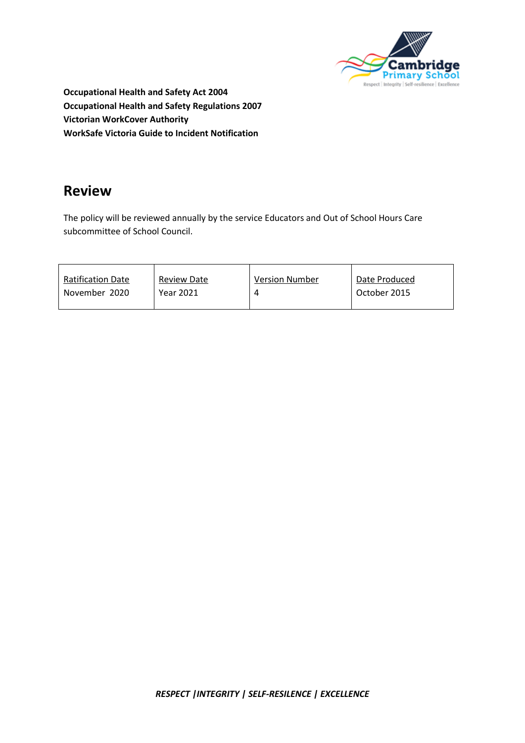**Occupational Health and Safety Act 2004**
**Occupational Health and Safety Regulations 2007**
**Victorian WorkCover Authority**
**WorkSafe Victoria Guide to Incident Notification**

## Review

The policy will be reviewed annually by the service Educators and Out of School Hours Care subcommittee of School Council.

| Ratification Date | Review Date | Version Number | Date Produced |
|---|---|---|---|
| November 2020 | Year 2021 | 4 | October 2015 |

***RESPECT |INTEGRITY | SELF-RESILENCE | EXCELLENCE***